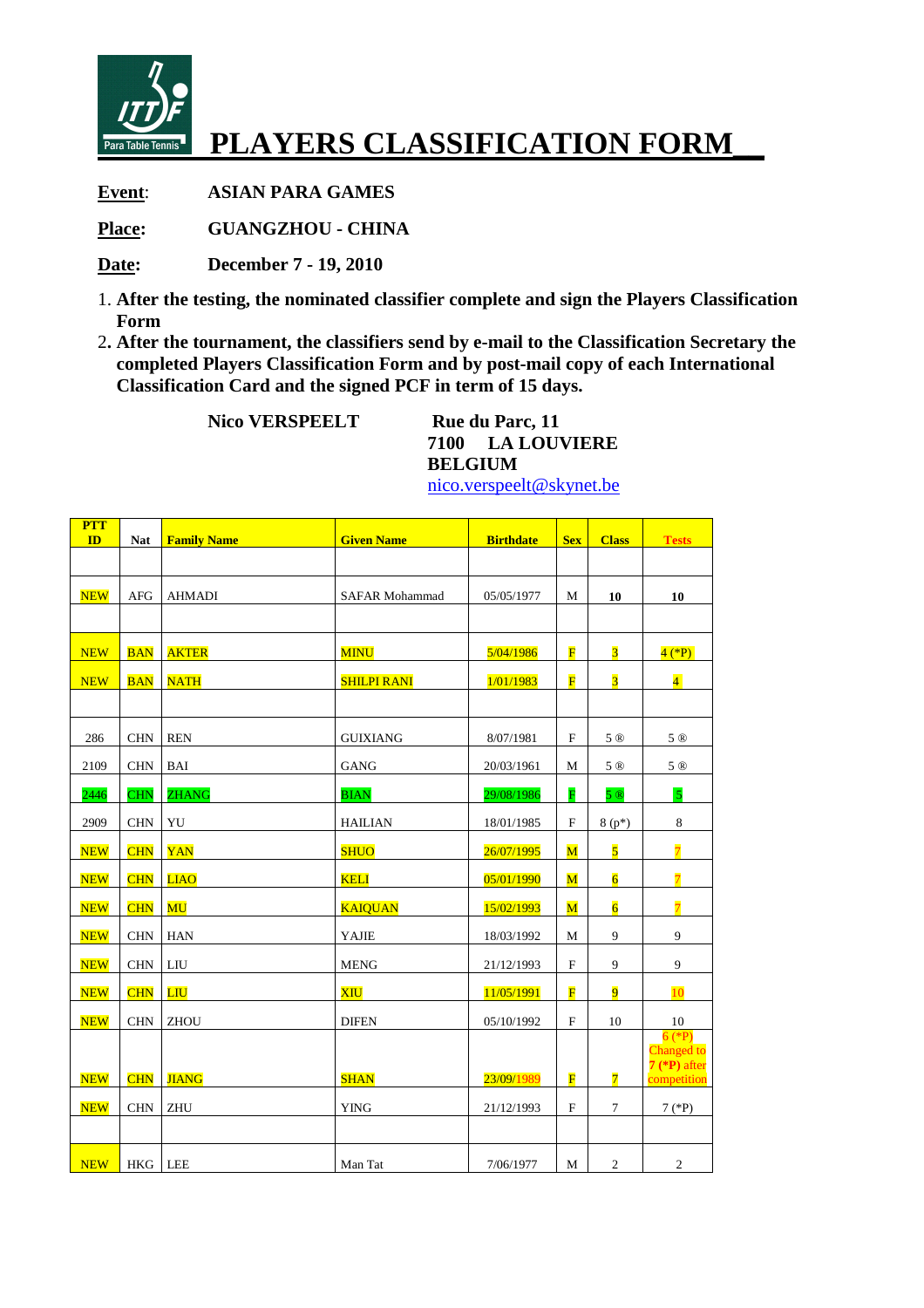# PLAYERS CLASSIFICATION FORM

**Event**: **ASIAN PARA GAMES**

**Place:** **GUANGZHOU - CHINA**

**Date:** **December 7 - 19, 2010**

1. **After the testing, the nominated classifier complete and sign the Players Classification Form**
2. **After the tournament, the classifiers send by e-mail to the Classification Secretary the completed Players Classification Form and by post-mail copy of each International Classification Card and the signed PCF in term of 15 days.**

**Nico VERSPEELT**

**Rue du Parc, 11**
**7100 LA LOUVIERE**
**BELGIUM**
nico.verspeelt@skynet.be

| PTT ID | Nat | Family Name | Given Name | Birthdate | Sex | Class | Tests |
|---|---|---|---|---|---|---|---|
| | | | | | | | |
| NEW | AFG | AHMADI | SAFAR Mohammad | 05/05/1977 | M | 10 | 10 |
| | | | | | | | |
| NEW | BAN | AKTER | MINU | 5/04/1986 | F | 3 | 4 (*P) |
| NEW | BAN | NATH | SHILPI RANI | 1/01/1983 | F | 3 | 4 |
| | | | | | | | |
| 286 | CHN | REN | GUIXIANG | 8/07/1981 | F | 5 ® | 5 ® |
| 2109 | CHN | BAI | GANG | 20/03/1961 | M | 5 ® | 5 ® |
| 2446 | CHN | ZHANG | BIAN | 29/08/1986 | F | 5 ® | 5 |
| 2909 | CHN | YU | HAILIAN | 18/01/1985 | F | 8 (p*) | 8 |
| NEW | CHN | YAN | SHUO | 26/07/1995 | M | 5 | 7 |
| NEW | CHN | LIAO | KELI | 05/01/1990 | M | 6 | 7 |
| NEW | CHN | MU | KAIQUAN | 15/02/1993 | M | 6 | 7 |
| NEW | CHN | HAN | YAJIE | 18/03/1992 | M | 9 | 9 |
| NEW | CHN | LIU | MENG | 21/12/1993 | F | 9 | 9 |
| NEW | CHN | LIU | XIU | 11/05/1991 | F | 9 | 10 |
| NEW | CHN | ZHOU | DIFEN | 05/10/1992 | F | 10 | 10 |
| NEW | CHN | JIANG | SHAN | 23/09/1989 | F | 7 | 6 (*P) Changed to **7 (*P)** after competition |
| NEW | CHN | ZHU | YING | 21/12/1993 | F | 7 | 7 (*P) |
| | | | | | | | |
| NEW | HKG | LEE | Man Tat | 7/06/1977 | M | 2 | 2 |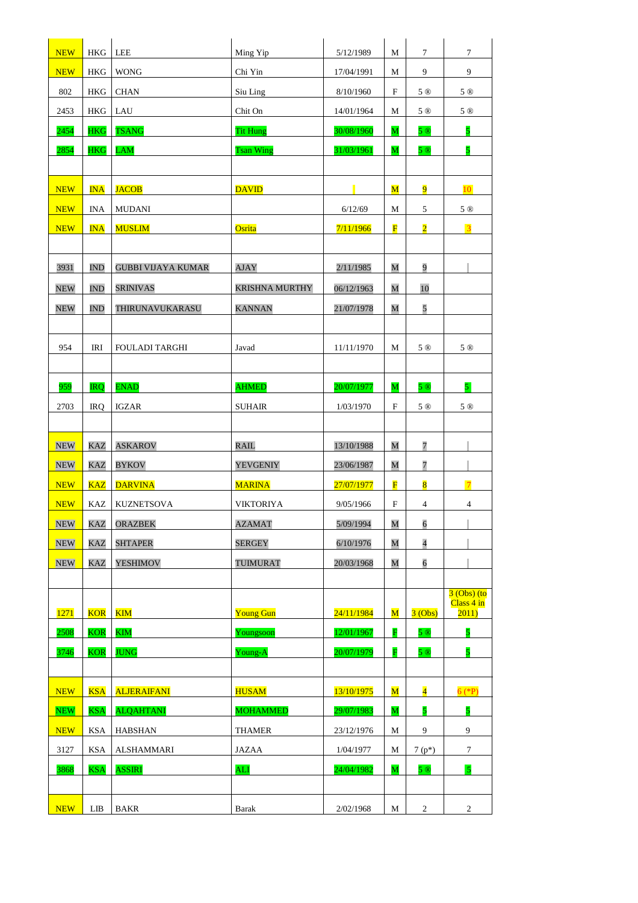| | | | | | | | |
|---|---|---|---|---|---|---|---|
| NEW | HKG | LEE | Ming Yip | 5/12/1989 | M | 7 | 7 |
| NEW | HKG | WONG | Chi Yin | 17/04/1991 | M | 9 | 9 |
| 802 | HKG | CHAN | Siu Ling | 8/10/1960 | F | 5 ® | 5 ® |
| 2453 | HKG | LAU | Chit On | 14/01/1964 | M | 5 ® | 5 ® |
| 2454 | HKG | TSANG | Tit Hung | 30/08/1960 | M | 5 ® | 5 |
| 2854 | HKG | LAM | Tsan Wing | 31/03/1961 | M | 5 ® | 5 |
| | | | | | | | |
| NEW | INA | JACOB | DAVID | | M | 9 | 10 |
| NEW | INA | MUDANI | | 6/12/69 | M | 5 | 5 ® |
| NEW | INA | MUSLIM | Osrita | 7/11/1966 | F | 2 | 3 |
| | | | | | | | |
| 3931 | IND | GUBBI VIJAYA KUMAR | AJAY | 2/11/1985 | M | 9 | |
| NEW | IND | SRINIVAS | KRISHNA MURTHY | 06/12/1963 | M | 10 | |
| NEW | IND | THIRUNAVUKARASU | KANNAN | 21/07/1978 | M | 5 | |
| | | | | | | | |
| 954 | IRI | FOULADI TARGHI | Javad | 11/11/1970 | M | 5 ® | 5 ® |
| | | | | | | | |
| 959 | IRQ | ENAD | AHMED | 20/07/1977 | M | 5 ® | 5 |
| 2703 | IRQ | IGZAR | SUHAIR | 1/03/1970 | F | 5 ® | 5 ® |
| | | | | | | | |
| NEW | KAZ | ASKAROV | RAIL | 13/10/1988 | M | 7 | |
| NEW | KAZ | BYKOV | YEVGENIY | 23/06/1987 | M | 7 | |
| NEW | KAZ | DARVINA | MARINA | 27/07/1977 | F | 8 | 7 |
| NEW | KAZ | KUZNETSOVA | VIKTORIYA | 9/05/1966 | F | 4 | 4 |
| NEW | KAZ | ORAZBEK | AZAMAT | 5/09/1994 | M | 6 | |
| NEW | KAZ | SHTAPER | SERGEY | 6/10/1976 | M | 4 | |
| NEW | KAZ | YESHIMOV | TUIMURAT | 20/03/1968 | M | 6 | |
| | | | | | | | |
| 1271 | KOR | KIM | Young Gun | 24/11/1984 | M | 3 (Obs) | 3 (Obs) (to Class 4 in 2011) |
| 2508 | KOR | KIM | Youngsoon | 12/01/1967 | F | 5 ® | 5 |
| 3746 | KOR | JUNG | Young-A | 20/07/1979 | F | 5 ® | 5 |
| | | | | | | | |
| NEW | KSA | ALJERAIFANI | HUSAM | 13/10/1975 | M | 4 | 6 (*P) |
| NEW | KSA | ALQAHTANI | MOHAMMED | 29/07/1983 | M | 5 | 5 |
| NEW | KSA | HABSHAN | THAMER | 23/12/1976 | M | 9 | 9 |
| 3127 | KSA | ALSHAMMARI | JAZAA | 1/04/1977 | M | 7 (p*) | 7 |
| 3868 | KSA | ASSIRI | ALI | 24/04/1982 | M | 5 ® | 5 |
| | | | | | | | |
| NEW | LIB | BAKR | Barak | 2/02/1968 | M | 2 | 2 |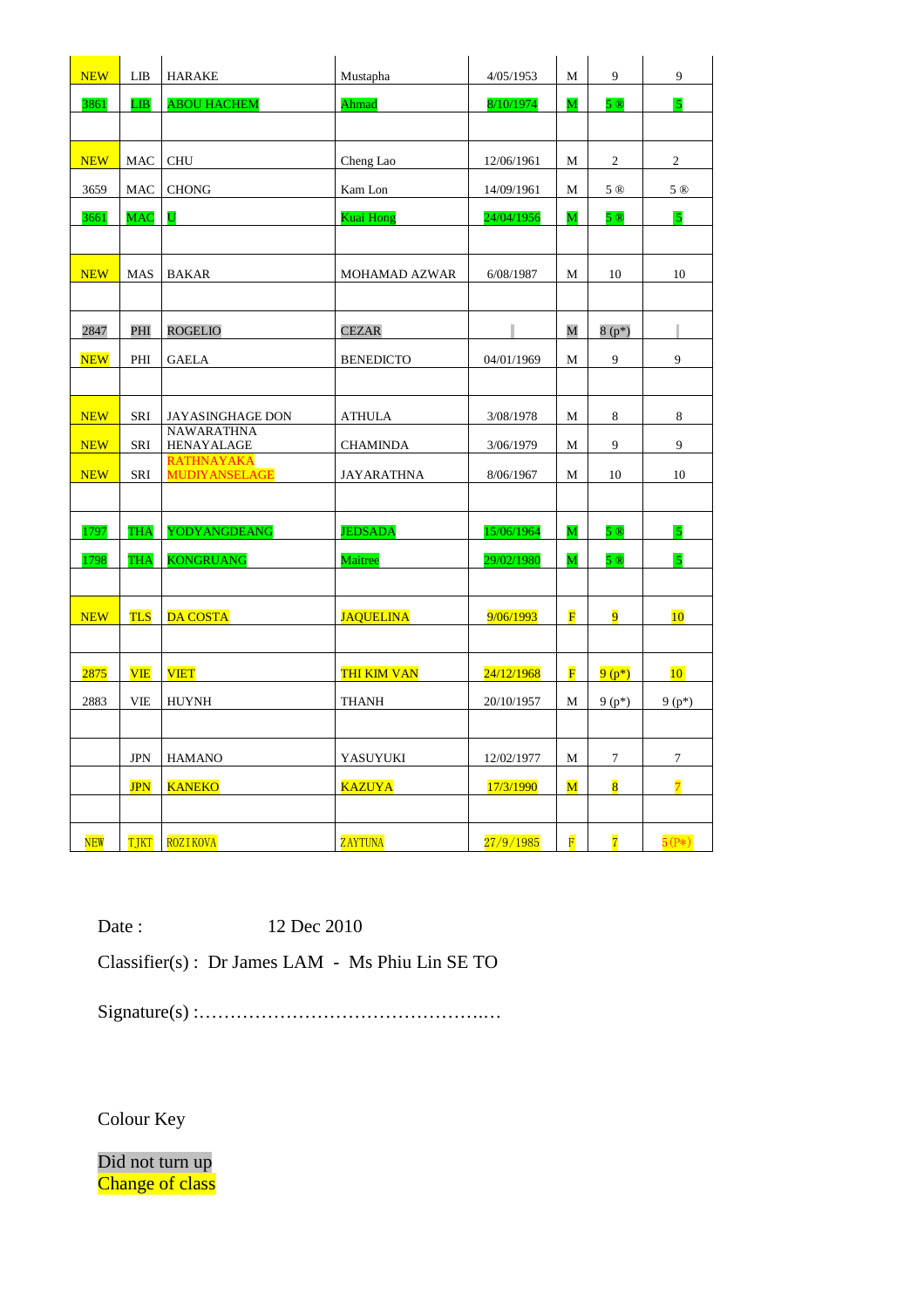| | | | | | | | |
|---|---|---|---|---|---|---|---|
| NEW | LIB | HARAKE | Mustapha | 4/05/1953 | M | 9 | 9 |
| 3861 | LIB | ABOU HACHEM | Ahmad | 8/10/1974 | M | 5 ® | 5 |
| | | | | | | | |
| NEW | MAC | CHU | Cheng Lao | 12/06/1961 | M | 2 | 2 |
| 3659 | MAC | CHONG | Kam Lon | 14/09/1961 | M | 5 ® | 5 ® |
| 3661 | MAC | U | Kuai Hong | 24/04/1956 | M | 5 ® | 5 |
| | | | | | | | |
| NEW | MAS | BAKAR | MOHAMAD AZWAR | 6/08/1987 | M | 10 | 10 |
| | | | | | | | |
| 2847 | PHI | ROGELIO | CEZAR | | M | 8 (p*) | |
| NEW | PHI | GAELA | BENEDICTO | 04/01/1969 | M | 9 | 9 |
| | | | | | | | |
| NEW | SRI | JAYASINGHAGE DON | ATHULA | 3/08/1978 | M | 8 | 8 |
| NEW | SRI | NAWARATHNA HENAYALAGE | CHAMINDA | 3/06/1979 | M | 9 | 9 |
| NEW | SRI | RATHNAYAKA MUDIYANSELAGE | JAYARATHNA | 8/06/1967 | M | 10 | 10 |
| | | | | | | | |
| 1797 | THA | YODYANGDEANG | JEDSADA | 15/06/1964 | M | 5 ® | 5 |
| 1798 | THA | KONGRUANG | Maitree | 29/02/1980 | M | 5 ® | 5 |
| | | | | | | | |
| NEW | TLS | DA COSTA | JAQUELINA | 9/06/1993 | F | 9 | 10 |
| | | | | | | | |
| 2875 | VIE | VIET | THI KIM VAN | 24/12/1968 | F | 9 (p*) | 10 |
| 2883 | VIE | HUYNH | THANH | 20/10/1957 | M | 9 (p*) | 9 (p*) |
| | | | | | | | |
| | JPN | HAMANO | YASUYUKI | 12/02/1977 | M | 7 | 7 |
| | JPN | KANEKO | KAZUYA | 17/3/1990 | M | 8 | 7 |
| | | | | | | | |
| NEW | TJKT | ROZIKOVA | ZAYTUNA | 27/9/1985 | F | 7 | 5 (P*) |

Date : 12 Dec 2010

Classifier(s) : Dr James LAM - Ms Phiu Lin SE TO

Signature(s) :…………………………………………..…

Colour Key

Did not turn up

Change of class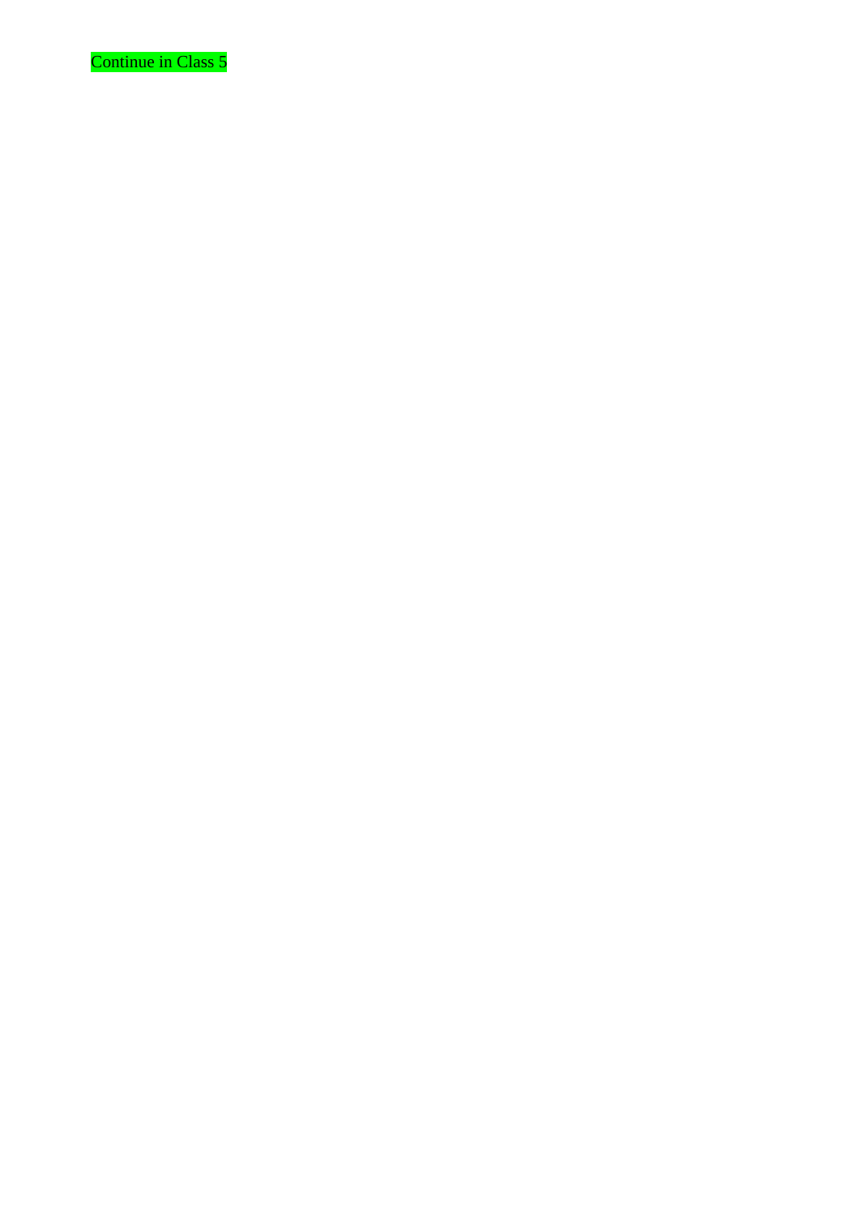Continue in Class 5